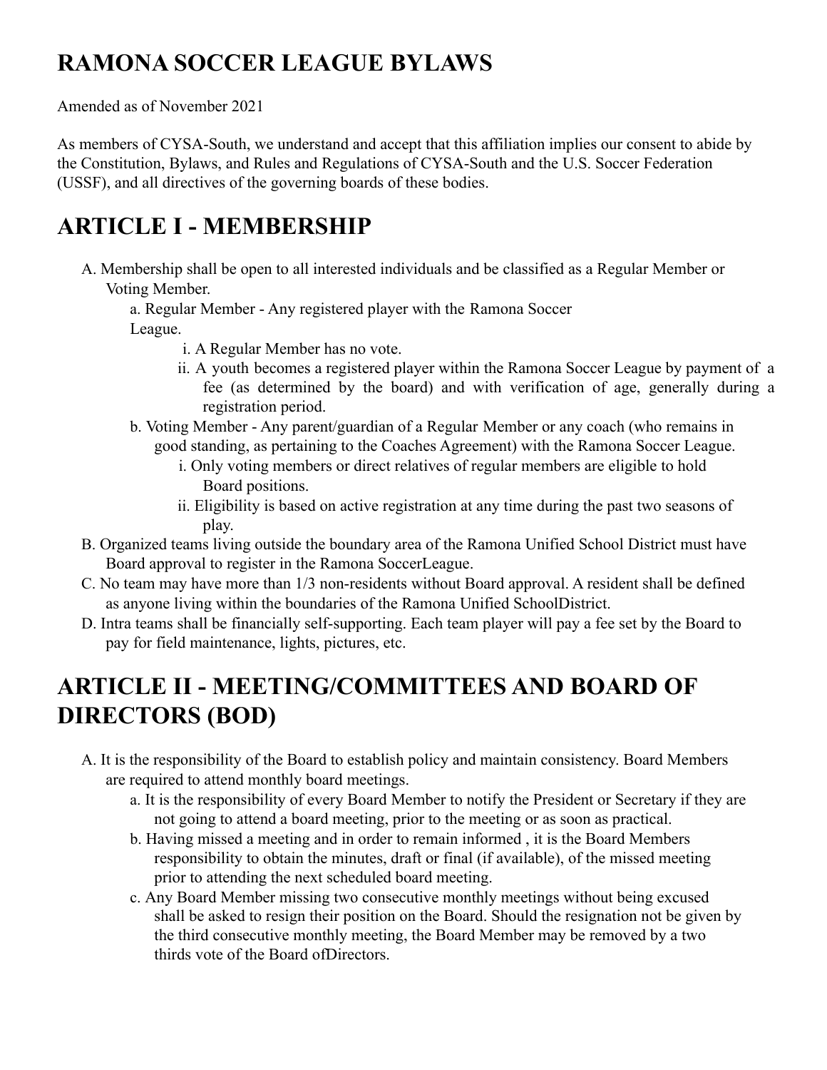# RAMONA SOCCER LEAGUE BYLAWS

Amended as of November 2021

As members of CYSA-South, we understand and accept that this affiliation implies our consent to abide by the Constitution, Bylaws, and Rules and Regulations of CYSA-South and the U.S. Soccer Federation (USSF), and all directives of the governing boards of these bodies.

## ARTICLE I - MEMBERSHIP

A. Membership shall be open to all interested individuals and be classified as a Regular Member or Voting Member.
   - a. Regular Member - Any registered player with the Ramona Soccer League.
     - i. A Regular Member has no vote.
     - ii. A youth becomes a registered player within the Ramona Soccer League by payment of a fee (as determined by the board) and with verification of age, generally during a registration period.
   - b. Voting Member - Any parent/guardian of a Regular Member or any coach (who remains in good standing, as pertaining to the Coaches Agreement) with the Ramona Soccer League.
     - i. Only voting members or direct relatives of regular members are eligible to hold Board positions.
     - ii. Eligibility is based on active registration at any time during the past two seasons of play.

B. Organized teams living outside the boundary area of the Ramona Unified School District must have Board approval to register in the Ramona SoccerLeague.

C. No team may have more than 1/3 non-residents without Board approval. A resident shall be defined as anyone living within the boundaries of the Ramona Unified SchoolDistrict.

D. Intra teams shall be financially self-supporting. Each team player will pay a fee set by the Board to pay for field maintenance, lights, pictures, etc.

## ARTICLE II - MEETING/COMMITTEES AND BOARD OF DIRECTORS (BOD)

A. It is the responsibility of the Board to establish policy and maintain consistency. Board Members are required to attend monthly board meetings.
   - a. It is the responsibility of every Board Member to notify the President or Secretary if they are not going to attend a board meeting, prior to the meeting or as soon as practical.
   - b. Having missed a meeting and in order to remain informed , it is the Board Members responsibility to obtain the minutes, draft or final (if available), of the missed meeting prior to attending the next scheduled board meeting.
   - c. Any Board Member missing two consecutive monthly meetings without being excused shall be asked to resign their position on the Board. Should the resignation not be given by the third consecutive monthly meeting, the Board Member may be removed by a two thirds vote of the Board ofDirectors.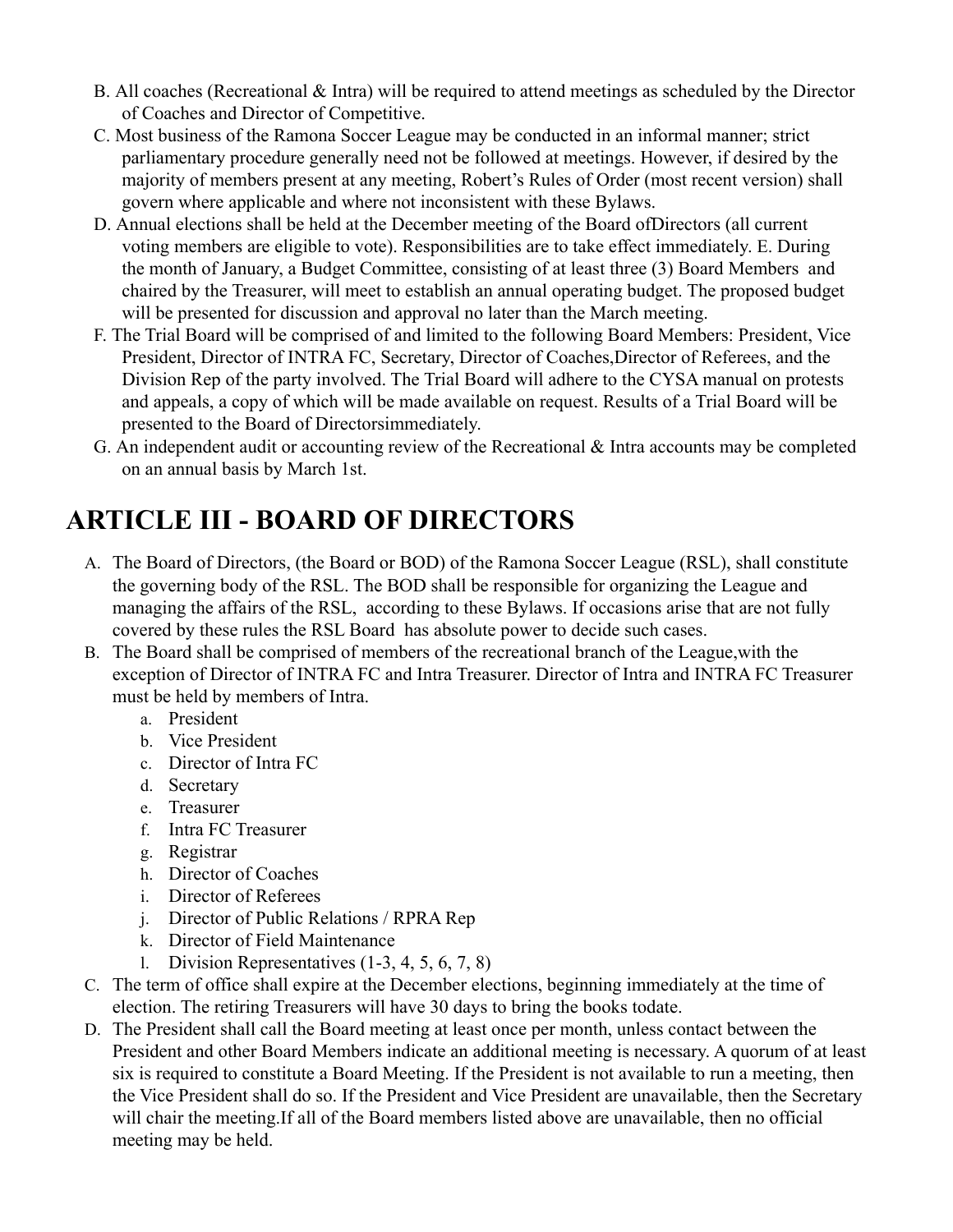B. All coaches (Recreational & Intra) will be required to attend meetings as scheduled by the Director of Coaches and Director of Competitive.

C. Most business of the Ramona Soccer League may be conducted in an informal manner; strict parliamentary procedure generally need not be followed at meetings. However, if desired by the majority of members present at any meeting, Robert's Rules of Order (most recent version) shall govern where applicable and where not inconsistent with these Bylaws.

D. Annual elections shall be held at the December meeting of the Board ofDirectors (all current voting members are eligible to vote). Responsibilities are to take effect immediately. E. During the month of January, a Budget Committee, consisting of at least three (3) Board Members and chaired by the Treasurer, will meet to establish an annual operating budget. The proposed budget will be presented for discussion and approval no later than the March meeting.

F. The Trial Board will be comprised of and limited to the following Board Members: President, Vice President, Director of INTRA FC, Secretary, Director of Coaches,Director of Referees, and the Division Rep of the party involved. The Trial Board will adhere to the CYSA manual on protests and appeals, a copy of which will be made available on request. Results of a Trial Board will be presented to the Board of Directorsimmediately.

G. An independent audit or accounting review of the Recreational & Intra accounts may be completed on an annual basis by March 1st.

# ARTICLE III - BOARD OF DIRECTORS

A. The Board of Directors, (the Board or BOD) of the Ramona Soccer League (RSL), shall constitute the governing body of the RSL. The BOD shall be responsible for organizing the League and managing the affairs of the RSL, according to these Bylaws. If occasions arise that are not fully covered by these rules the RSL Board has absolute power to decide such cases.

B. The Board shall be comprised of members of the recreational branch of the League,with the exception of Director of INTRA FC and Intra Treasurer. Director of Intra and INTRA FC Treasurer must be held by members of Intra.
   a. President
   b. Vice President
   c. Director of Intra FC
   d. Secretary
   e. Treasurer
   f. Intra FC Treasurer
   g. Registrar
   h. Director of Coaches
   i. Director of Referees
   j. Director of Public Relations / RPRA Rep
   k. Director of Field Maintenance
   l. Division Representatives (1-3, 4, 5, 6, 7, 8)

C. The term of office shall expire at the December elections, beginning immediately at the time of election. The retiring Treasurers will have 30 days to bring the books todate.

D. The President shall call the Board meeting at least once per month, unless contact between the President and other Board Members indicate an additional meeting is necessary. A quorum of at least six is required to constitute a Board Meeting. If the President is not available to run a meeting, then the Vice President shall do so. If the President and Vice President are unavailable, then the Secretary will chair the meeting.If all of the Board members listed above are unavailable, then no official meeting may be held.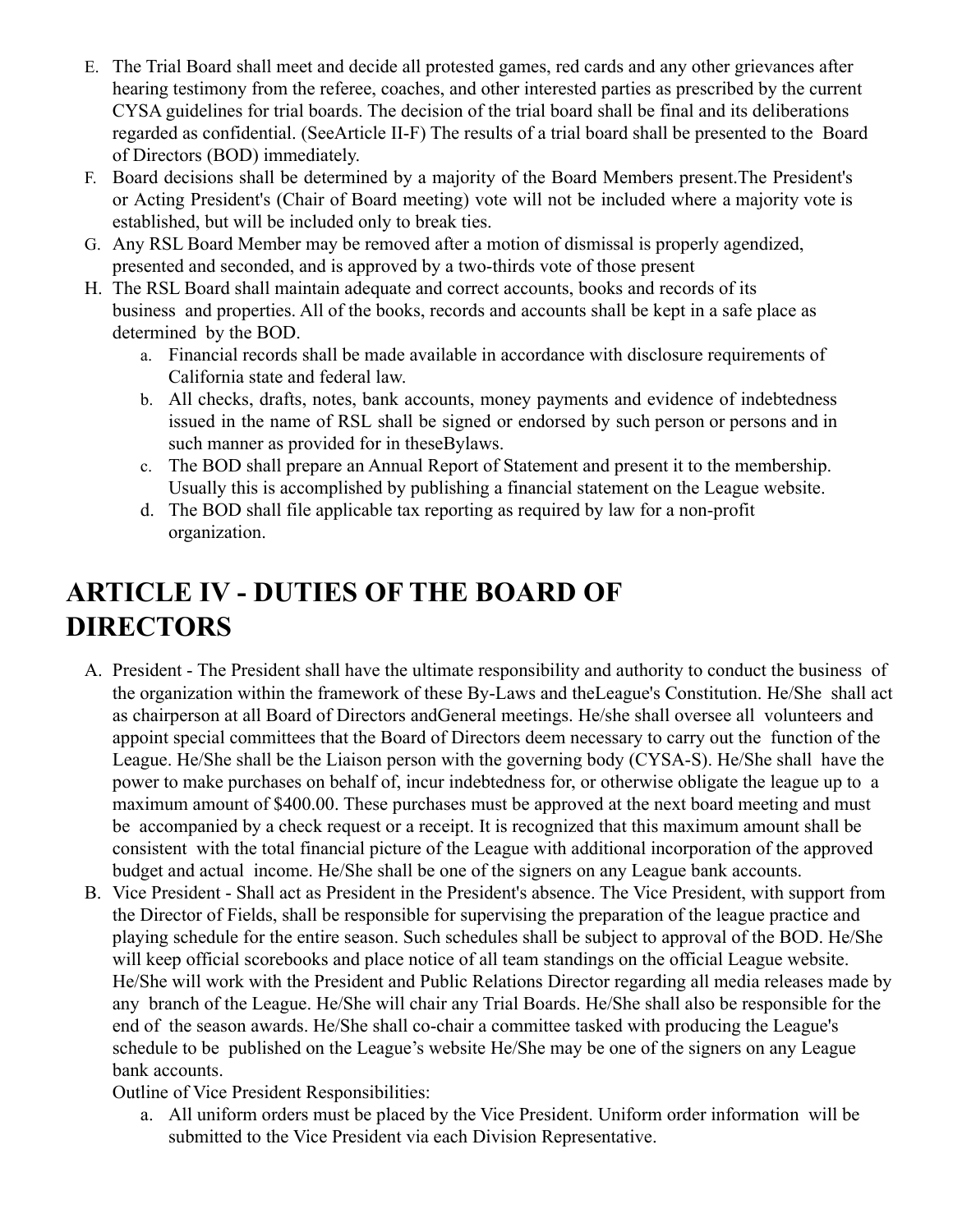E. The Trial Board shall meet and decide all protested games, red cards and any other grievances after hearing testimony from the referee, coaches, and other interested parties as prescribed by the current CYSA guidelines for trial boards. The decision of the trial board shall be final and its deliberations regarded as confidential. (SeeArticle II-F) The results of a trial board shall be presented to the Board of Directors (BOD) immediately.
F. Board decisions shall be determined by a majority of the Board Members present.The President's or Acting President's (Chair of Board meeting) vote will not be included where a majority vote is established, but will be included only to break ties.
G. Any RSL Board Member may be removed after a motion of dismissal is properly agendized, presented and seconded, and is approved by a two-thirds vote of those present
H. The RSL Board shall maintain adequate and correct accounts, books and records of its business and properties. All of the books, records and accounts shall be kept in a safe place as determined by the BOD.
    a. Financial records shall be made available in accordance with disclosure requirements of California state and federal law.
    b. All checks, drafts, notes, bank accounts, money payments and evidence of indebtedness issued in the name of RSL shall be signed or endorsed by such person or persons and in such manner as provided for in theseBylaws.
    c. The BOD shall prepare an Annual Report of Statement and present it to the membership. Usually this is accomplished by publishing a financial statement on the League website.
    d. The BOD shall file applicable tax reporting as required by law for a non-profit organization.

# ARTICLE IV - DUTIES OF THE BOARD OF DIRECTORS

A. President - The President shall have the ultimate responsibility and authority to conduct the business of the organization within the framework of these By-Laws and theLeague's Constitution. He/She shall act as chairperson at all Board of Directors andGeneral meetings. He/she shall oversee all volunteers and appoint special committees that the Board of Directors deem necessary to carry out the function of the League. He/She shall be the Liaison person with the governing body (CYSA-S). He/She shall have the power to make purchases on behalf of, incur indebtedness for, or otherwise obligate the league up to a maximum amount of $400.00. These purchases must be approved at the next board meeting and must be accompanied by a check request or a receipt. It is recognized that this maximum amount shall be consistent with the total financial picture of the League with additional incorporation of the approved budget and actual income. He/She shall be one of the signers on any League bank accounts.
B. Vice President - Shall act as President in the President's absence. The Vice President, with support from the Director of Fields, shall be responsible for supervising the preparation of the league practice and playing schedule for the entire season. Such schedules shall be subject to approval of the BOD. He/She will keep official scorebooks and place notice of all team standings on the official League website. He/She will work with the President and Public Relations Director regarding all media releases made by any branch of the League. He/She will chair any Trial Boards. He/She shall also be responsible for the end of the season awards. He/She shall co-chair a committee tasked with producing the League's schedule to be published on the League's website He/She may be one of the signers on any League bank accounts.

    Outline of Vice President Responsibilities:

    a. All uniform orders must be placed by the Vice President. Uniform order information will be submitted to the Vice President via each Division Representative.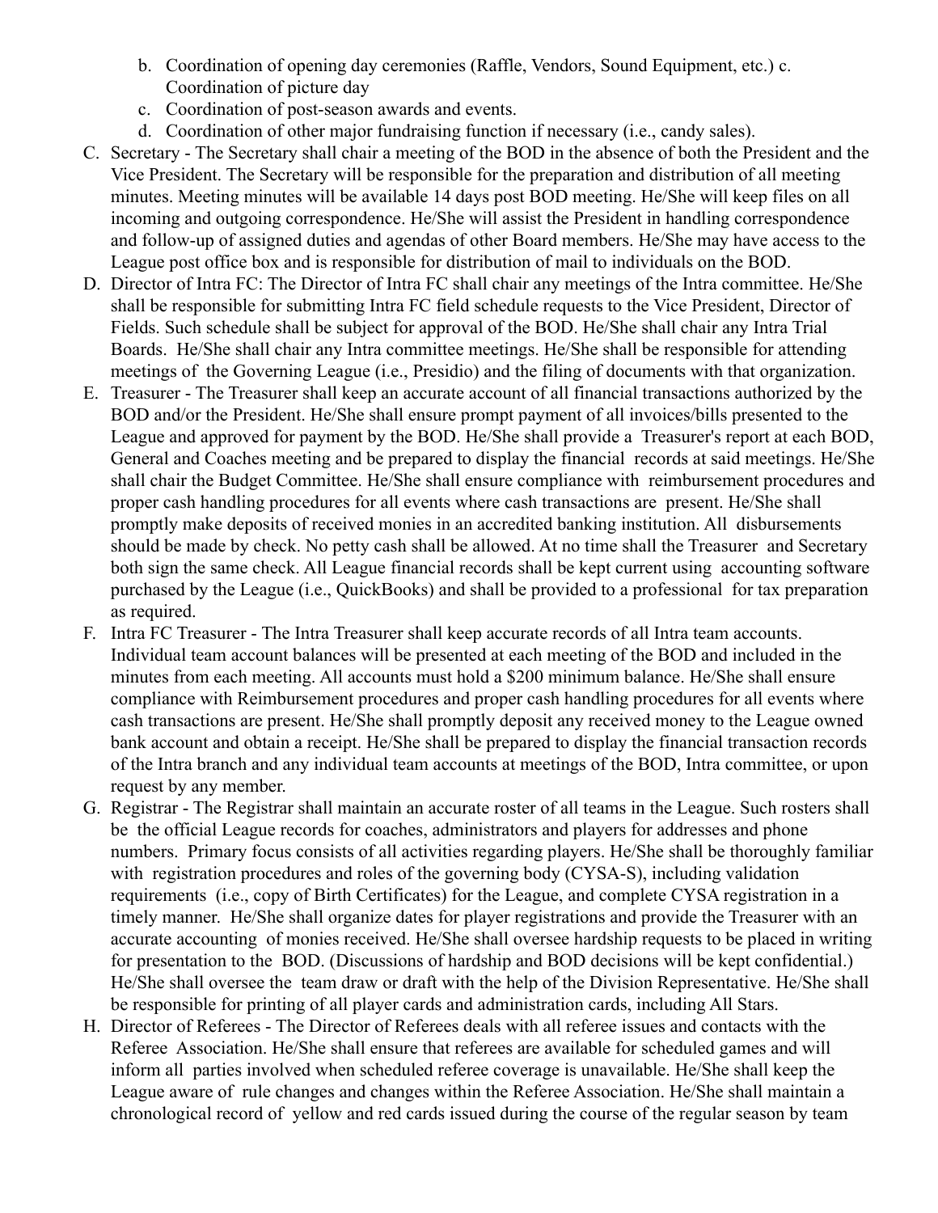b. Coordination of opening day ceremonies (Raffle, Vendors, Sound Equipment, etc.) c. Coordination of picture day
c. Coordination of post-season awards and events.
d. Coordination of other major fundraising function if necessary (i.e., candy sales).

C. Secretary - The Secretary shall chair a meeting of the BOD in the absence of both the President and the Vice President. The Secretary will be responsible for the preparation and distribution of all meeting minutes. Meeting minutes will be available 14 days post BOD meeting. He/She will keep files on all incoming and outgoing correspondence. He/She will assist the President in handling correspondence and follow-up of assigned duties and agendas of other Board members. He/She may have access to the League post office box and is responsible for distribution of mail to individuals on the BOD.

D. Director of Intra FC: The Director of Intra FC shall chair any meetings of the Intra committee. He/She shall be responsible for submitting Intra FC field schedule requests to the Vice President, Director of Fields. Such schedule shall be subject for approval of the BOD. He/She shall chair any Intra Trial Boards. He/She shall chair any Intra committee meetings. He/She shall be responsible for attending meetings of the Governing League (i.e., Presidio) and the filing of documents with that organization.

E. Treasurer - The Treasurer shall keep an accurate account of all financial transactions authorized by the BOD and/or the President. He/She shall ensure prompt payment of all invoices/bills presented to the League and approved for payment by the BOD. He/She shall provide a Treasurer's report at each BOD, General and Coaches meeting and be prepared to display the financial records at said meetings. He/She shall chair the Budget Committee. He/She shall ensure compliance with reimbursement procedures and proper cash handling procedures for all events where cash transactions are present. He/She shall promptly make deposits of received monies in an accredited banking institution. All disbursements should be made by check. No petty cash shall be allowed. At no time shall the Treasurer and Secretary both sign the same check. All League financial records shall be kept current using accounting software purchased by the League (i.e., QuickBooks) and shall be provided to a professional for tax preparation as required.

F. Intra FC Treasurer - The Intra Treasurer shall keep accurate records of all Intra team accounts. Individual team account balances will be presented at each meeting of the BOD and included in the minutes from each meeting. All accounts must hold a $200 minimum balance. He/She shall ensure compliance with Reimbursement procedures and proper cash handling procedures for all events where cash transactions are present. He/She shall promptly deposit any received money to the League owned bank account and obtain a receipt. He/She shall be prepared to display the financial transaction records of the Intra branch and any individual team accounts at meetings of the BOD, Intra committee, or upon request by any member.

G. Registrar - The Registrar shall maintain an accurate roster of all teams in the League. Such rosters shall be the official League records for coaches, administrators and players for addresses and phone numbers. Primary focus consists of all activities regarding players. He/She shall be thoroughly familiar with registration procedures and roles of the governing body (CYSA-S), including validation requirements (i.e., copy of Birth Certificates) for the League, and complete CYSA registration in a timely manner. He/She shall organize dates for player registrations and provide the Treasurer with an accurate accounting of monies received. He/She shall oversee hardship requests to be placed in writing for presentation to the BOD. (Discussions of hardship and BOD decisions will be kept confidential.) He/She shall oversee the team draw or draft with the help of the Division Representative. He/She shall be responsible for printing of all player cards and administration cards, including All Stars.

H. Director of Referees - The Director of Referees deals with all referee issues and contacts with the Referee Association. He/She shall ensure that referees are available for scheduled games and will inform all parties involved when scheduled referee coverage is unavailable. He/She shall keep the League aware of rule changes and changes within the Referee Association. He/She shall maintain a chronological record of yellow and red cards issued during the course of the regular season by team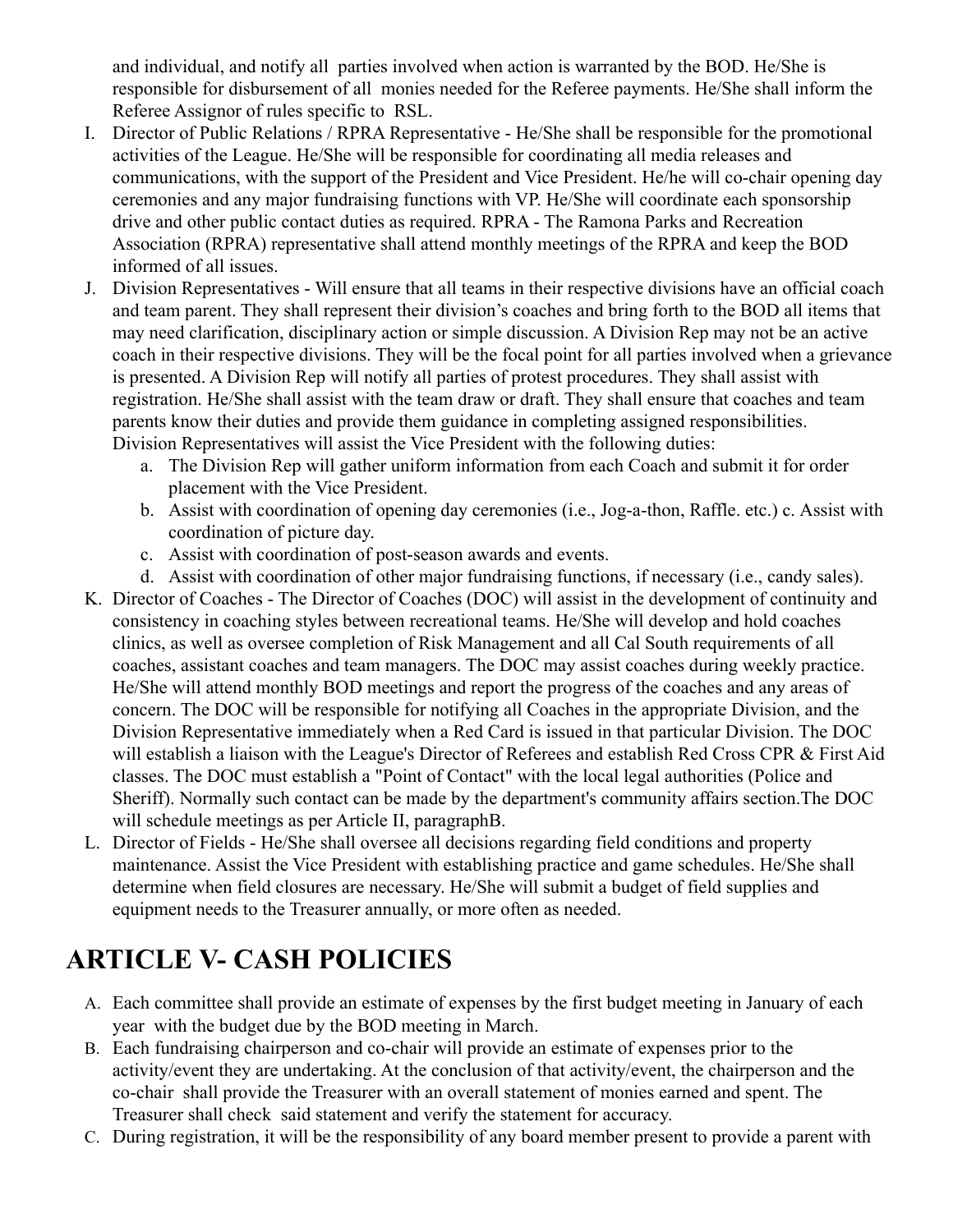and individual, and notify all parties involved when action is warranted by the BOD. He/She is responsible for disbursement of all monies needed for the Referee payments. He/She shall inform the Referee Assignor of rules specific to RSL.

I. Director of Public Relations / RPRA Representative - He/She shall be responsible for the promotional activities of the League. He/She will be responsible for coordinating all media releases and communications, with the support of the President and Vice President. He/he will co-chair opening day ceremonies and any major fundraising functions with VP. He/She will coordinate each sponsorship drive and other public contact duties as required. RPRA - The Ramona Parks and Recreation Association (RPRA) representative shall attend monthly meetings of the RPRA and keep the BOD informed of all issues.

J. Division Representatives - Will ensure that all teams in their respective divisions have an official coach and team parent. They shall represent their division's coaches and bring forth to the BOD all items that may need clarification, disciplinary action or simple discussion. A Division Rep may not be an active coach in their respective divisions. They will be the focal point for all parties involved when a grievance is presented. A Division Rep will notify all parties of protest procedures. They shall assist with registration. He/She shall assist with the team draw or draft. They shall ensure that coaches and team parents know their duties and provide them guidance in completing assigned responsibilities. Division Representatives will assist the Vice President with the following duties:
    a. The Division Rep will gather uniform information from each Coach and submit it for order placement with the Vice President.
    b. Assist with coordination of opening day ceremonies (i.e., Jog-a-thon, Raffle. etc.) c. Assist with coordination of picture day.
    c. Assist with coordination of post-season awards and events.
    d. Assist with coordination of other major fundraising functions, if necessary (i.e., candy sales).

K. Director of Coaches - The Director of Coaches (DOC) will assist in the development of continuity and consistency in coaching styles between recreational teams. He/She will develop and hold coaches clinics, as well as oversee completion of Risk Management and all Cal South requirements of all coaches, assistant coaches and team managers. The DOC may assist coaches during weekly practice. He/She will attend monthly BOD meetings and report the progress of the coaches and any areas of concern. The DOC will be responsible for notifying all Coaches in the appropriate Division, and the Division Representative immediately when a Red Card is issued in that particular Division. The DOC will establish a liaison with the League's Director of Referees and establish Red Cross CPR & First Aid classes. The DOC must establish a "Point of Contact" with the local legal authorities (Police and Sheriff). Normally such contact can be made by the department's community affairs section.The DOC will schedule meetings as per Article II, paragraphB.

L. Director of Fields - He/She shall oversee all decisions regarding field conditions and property maintenance. Assist the Vice President with establishing practice and game schedules. He/She shall determine when field closures are necessary. He/She will submit a budget of field supplies and equipment needs to the Treasurer annually, or more often as needed.

# ARTICLE V- CASH POLICIES

A. Each committee shall provide an estimate of expenses by the first budget meeting in January of each year with the budget due by the BOD meeting in March.

B. Each fundraising chairperson and co-chair will provide an estimate of expenses prior to the activity/event they are undertaking. At the conclusion of that activity/event, the chairperson and the co-chair shall provide the Treasurer with an overall statement of monies earned and spent. The Treasurer shall check said statement and verify the statement for accuracy.

C. During registration, it will be the responsibility of any board member present to provide a parent with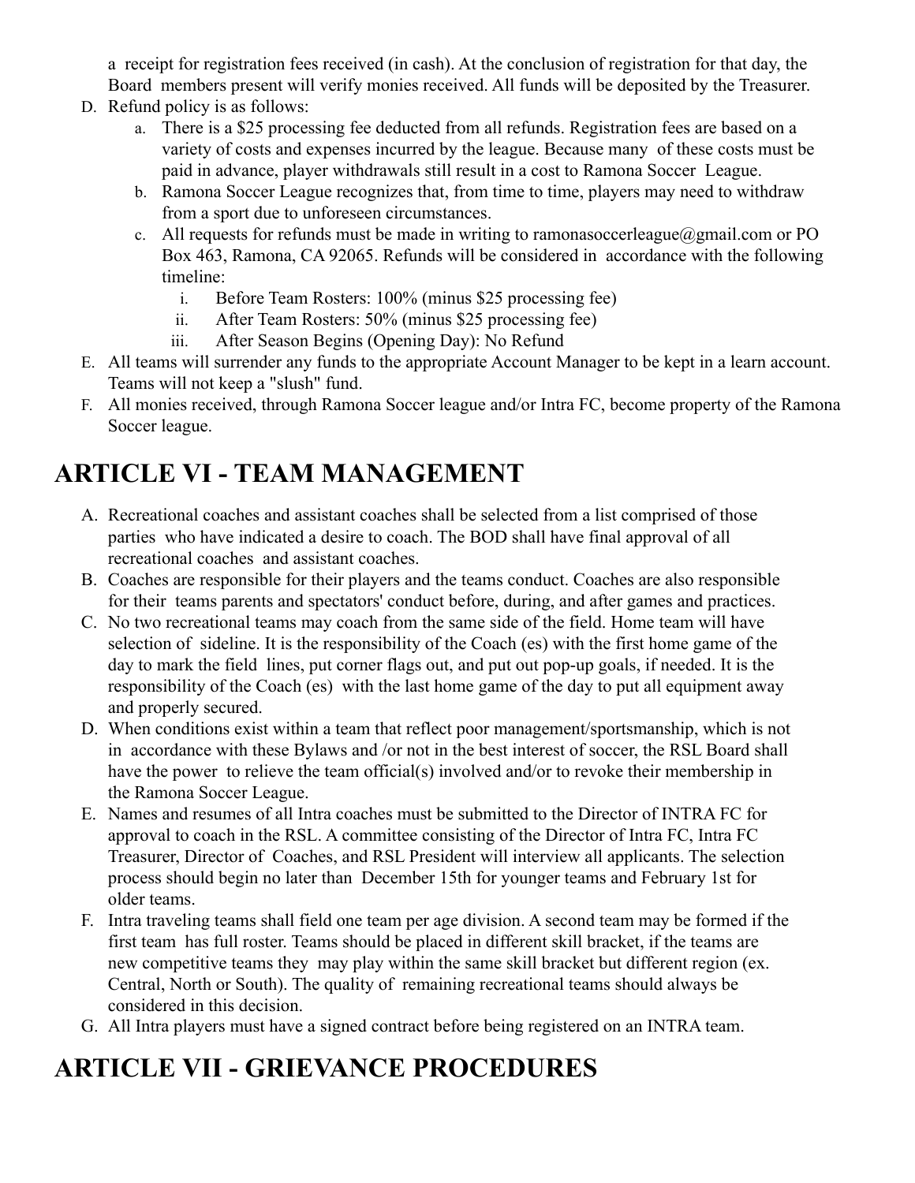a receipt for registration fees received (in cash). At the conclusion of registration for that day, the Board members present will verify monies received. All funds will be deposited by the Treasurer.

D. Refund policy is as follows:
   a. There is a $25 processing fee deducted from all refunds. Registration fees are based on a variety of costs and expenses incurred by the league. Because many of these costs must be paid in advance, player withdrawals still result in a cost to Ramona Soccer League.
   b. Ramona Soccer League recognizes that, from time to time, players may need to withdraw from a sport due to unforeseen circumstances.
   c. All requests for refunds must be made in writing to ramonasoccerleague@gmail.com or PO Box 463, Ramona, CA 92065. Refunds will be considered in accordance with the following timeline:
      i. Before Team Rosters: 100% (minus $25 processing fee)
      ii. After Team Rosters: 50% (minus $25 processing fee)
      iii. After Season Begins (Opening Day): No Refund

E. All teams will surrender any funds to the appropriate Account Manager to be kept in a learn account. Teams will not keep a "slush" fund.

F. All monies received, through Ramona Soccer league and/or Intra FC, become property of the Ramona Soccer league.

# ARTICLE VI - TEAM MANAGEMENT

A. Recreational coaches and assistant coaches shall be selected from a list comprised of those parties who have indicated a desire to coach. The BOD shall have final approval of all recreational coaches and assistant coaches.

B. Coaches are responsible for their players and the teams conduct. Coaches are also responsible for their teams parents and spectators' conduct before, during, and after games and practices.

C. No two recreational teams may coach from the same side of the field. Home team will have selection of sideline. It is the responsibility of the Coach (es) with the first home game of the day to mark the field lines, put corner flags out, and put out pop-up goals, if needed. It is the responsibility of the Coach (es) with the last home game of the day to put all equipment away and properly secured.

D. When conditions exist within a team that reflect poor management/sportsmanship, which is not in accordance with these Bylaws and /or not in the best interest of soccer, the RSL Board shall have the power to relieve the team official(s) involved and/or to revoke their membership in the Ramona Soccer League.

E. Names and resumes of all Intra coaches must be submitted to the Director of INTRA FC for approval to coach in the RSL. A committee consisting of the Director of Intra FC, Intra FC Treasurer, Director of Coaches, and RSL President will interview all applicants. The selection process should begin no later than December 15th for younger teams and February 1st for older teams.

F. Intra traveling teams shall field one team per age division. A second team may be formed if the first team has full roster. Teams should be placed in different skill bracket, if the teams are new competitive teams they may play within the same skill bracket but different region (ex. Central, North or South). The quality of remaining recreational teams should always be considered in this decision.

G. All Intra players must have a signed contract before being registered on an INTRA team.

# ARTICLE VII - GRIEVANCE PROCEDURES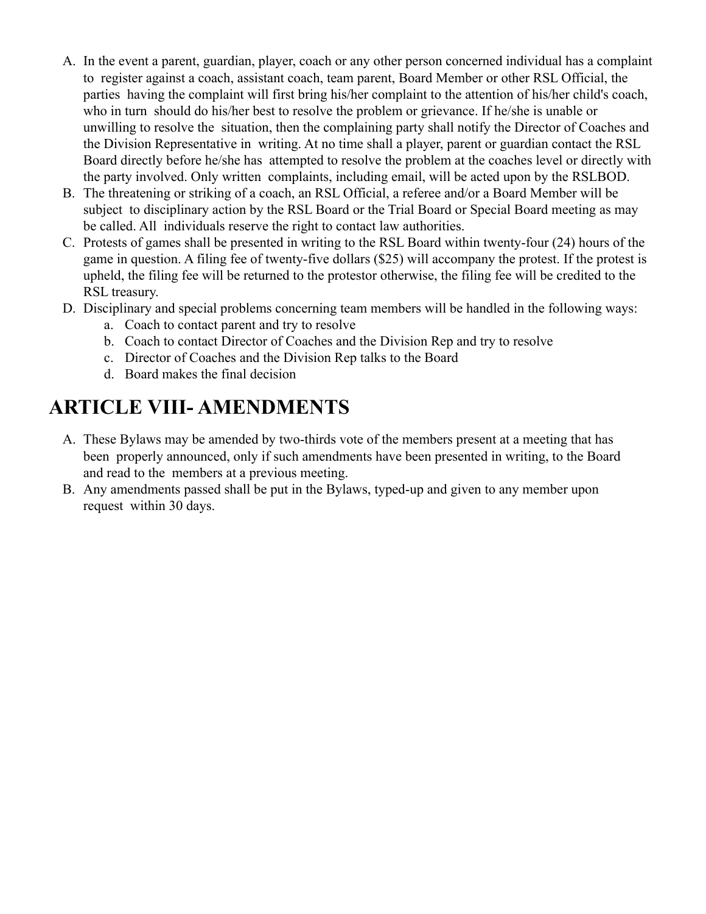A. In the event a parent, guardian, player, coach or any other person concerned individual has a complaint to register against a coach, assistant coach, team parent, Board Member or other RSL Official, the parties having the complaint will first bring his/her complaint to the attention of his/her child's coach, who in turn should do his/her best to resolve the problem or grievance. If he/she is unable or unwilling to resolve the situation, then the complaining party shall notify the Director of Coaches and the Division Representative in writing. At no time shall a player, parent or guardian contact the RSL Board directly before he/she has attempted to resolve the problem at the coaches level or directly with the party involved. Only written complaints, including email, will be acted upon by the RSLBOD.

B. The threatening or striking of a coach, an RSL Official, a referee and/or a Board Member will be subject to disciplinary action by the RSL Board or the Trial Board or Special Board meeting as may be called. All individuals reserve the right to contact law authorities.

C. Protests of games shall be presented in writing to the RSL Board within twenty-four (24) hours of the game in question. A filing fee of twenty-five dollars ($25) will accompany the protest. If the protest is upheld, the filing fee will be returned to the protestor otherwise, the filing fee will be credited to the RSL treasury.

D. Disciplinary and special problems concerning team members will be handled in the following ways:
    a. Coach to contact parent and try to resolve
    b. Coach to contact Director of Coaches and the Division Rep and try to resolve
    c. Director of Coaches and the Division Rep talks to the Board
    d. Board makes the final decision

# ARTICLE VIII- AMENDMENTS

A. These Bylaws may be amended by two-thirds vote of the members present at a meeting that has been properly announced, only if such amendments have been presented in writing, to the Board and read to the members at a previous meeting.

B. Any amendments passed shall be put in the Bylaws, typed-up and given to any member upon request within 30 days.